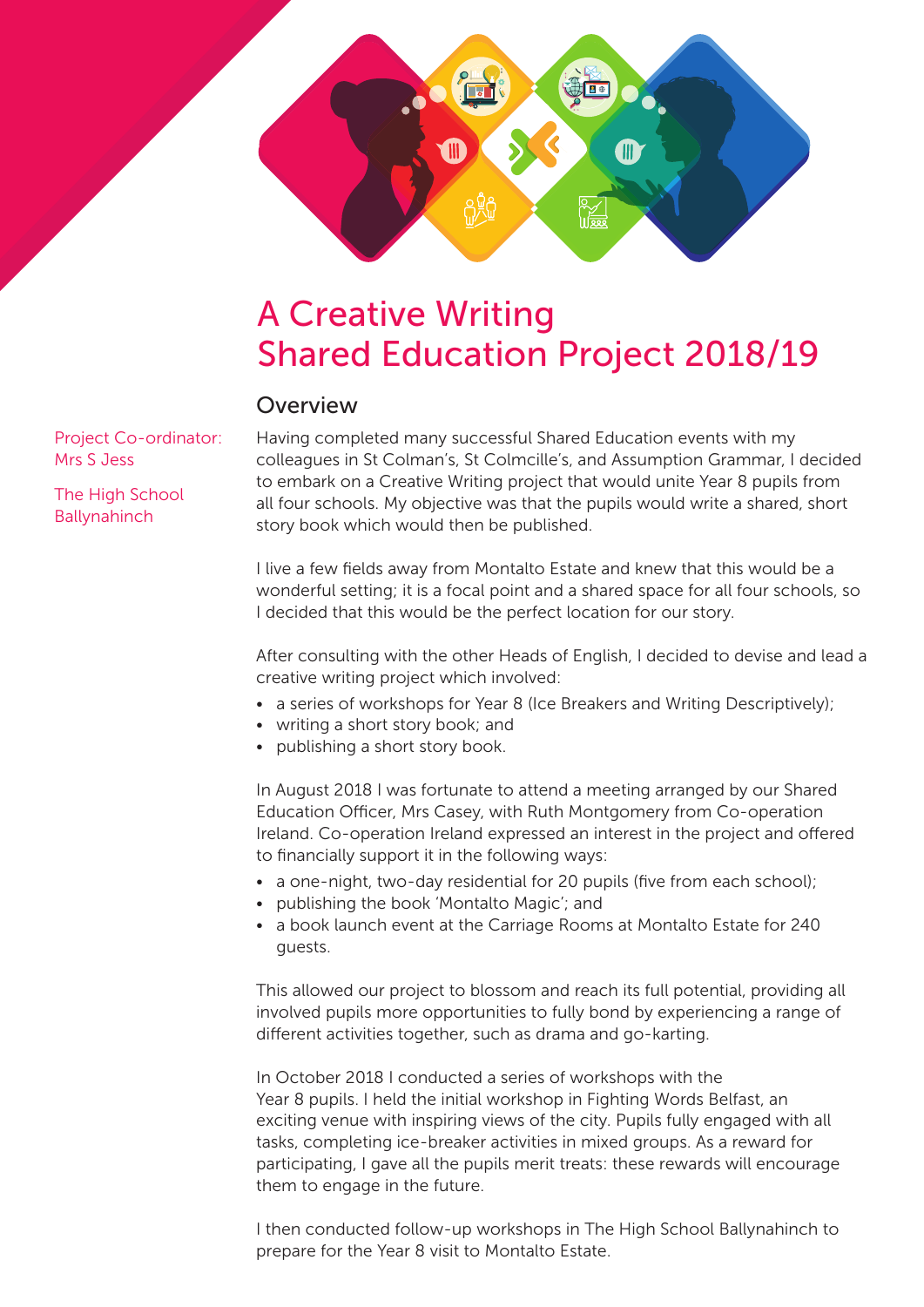# A Creative Writing Shared Education Project 2018/19

Project Co-ordinator: Mrs S Jess

The High School Ballynahinch

## Overview

Having completed many successful Shared Education events with my colleagues in St Colman's, St Colmcille's, and Assumption Grammar, I decided to embark on a Creative Writing project that would unite Year 8 pupils from all four schools. My objective was that the pupils would write a shared, short story book which would then be published.

I live a few fields away from Montalto Estate and knew that this would be a wonderful setting; it is a focal point and a shared space for all four schools, so I decided that this would be the perfect location for our story.

After consulting with the other Heads of English, I decided to devise and lead a creative writing project which involved:

- a series of workshops for Year 8 (Ice Breakers and Writing Descriptively);
- writing a short story book; and
- publishing a short story book.

In August 2018 I was fortunate to attend a meeting arranged by our Shared Education Officer, Mrs Casey, with Ruth Montgomery from Co-operation Ireland. Co-operation Ireland expressed an interest in the project and offered to financially support it in the following ways:

- a one-night, two-day residential for 20 pupils (five from each school);
- publishing the book 'Montalto Magic'; and
- a book launch event at the Carriage Rooms at Montalto Estate for 240 guests.

This allowed our project to blossom and reach its full potential, providing all involved pupils more opportunities to fully bond by experiencing a range of different activities together, such as drama and go-karting.

In October 2018 I conducted a series of workshops with the Year 8 pupils. I held the initial workshop in Fighting Words Belfast, an exciting venue with inspiring views of the city. Pupils fully engaged with all tasks, completing ice-breaker activities in mixed groups. As a reward for participating, I gave all the pupils merit treats: these rewards will encourage them to engage in the future.

I then conducted follow-up workshops in The High School Ballynahinch to prepare for the Year 8 visit to Montalto Estate.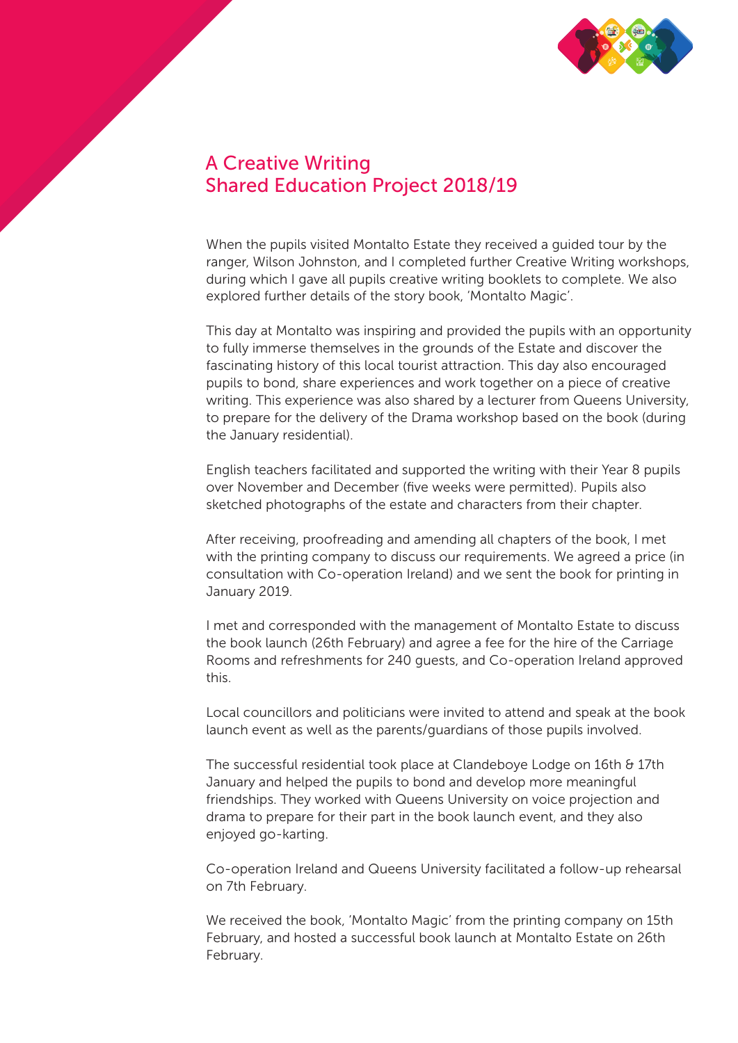# A Creative Writing Shared Education Project 2018/19

When the pupils visited Montalto Estate they received a guided tour by the ranger, Wilson Johnston, and I completed further Creative Writing workshops, during which I gave all pupils creative writing booklets to complete. We also explored further details of the story book, 'Montalto Magic'.

This day at Montalto was inspiring and provided the pupils with an opportunity to fully immerse themselves in the grounds of the Estate and discover the fascinating history of this local tourist attraction. This day also encouraged pupils to bond, share experiences and work together on a piece of creative writing. This experience was also shared by a lecturer from Queens University, to prepare for the delivery of the Drama workshop based on the book (during the January residential).

English teachers facilitated and supported the writing with their Year 8 pupils over November and December (five weeks were permitted). Pupils also sketched photographs of the estate and characters from their chapter.

After receiving, proofreading and amending all chapters of the book, I met with the printing company to discuss our requirements. We agreed a price (in consultation with Co-operation Ireland) and we sent the book for printing in January 2019.

I met and corresponded with the management of Montalto Estate to discuss the book launch (26th February) and agree a fee for the hire of the Carriage Rooms and refreshments for 240 guests, and Co-operation Ireland approved this.

Local councillors and politicians were invited to attend and speak at the book launch event as well as the parents/guardians of those pupils involved.

The successful residential took place at Clandeboye Lodge on 16th & 17th January and helped the pupils to bond and develop more meaningful friendships. They worked with Queens University on voice projection and drama to prepare for their part in the book launch event, and they also enjoyed go-karting.

Co-operation Ireland and Queens University facilitated a follow-up rehearsal on 7th February.

We received the book, 'Montalto Magic' from the printing company on 15th February, and hosted a successful book launch at Montalto Estate on 26th February.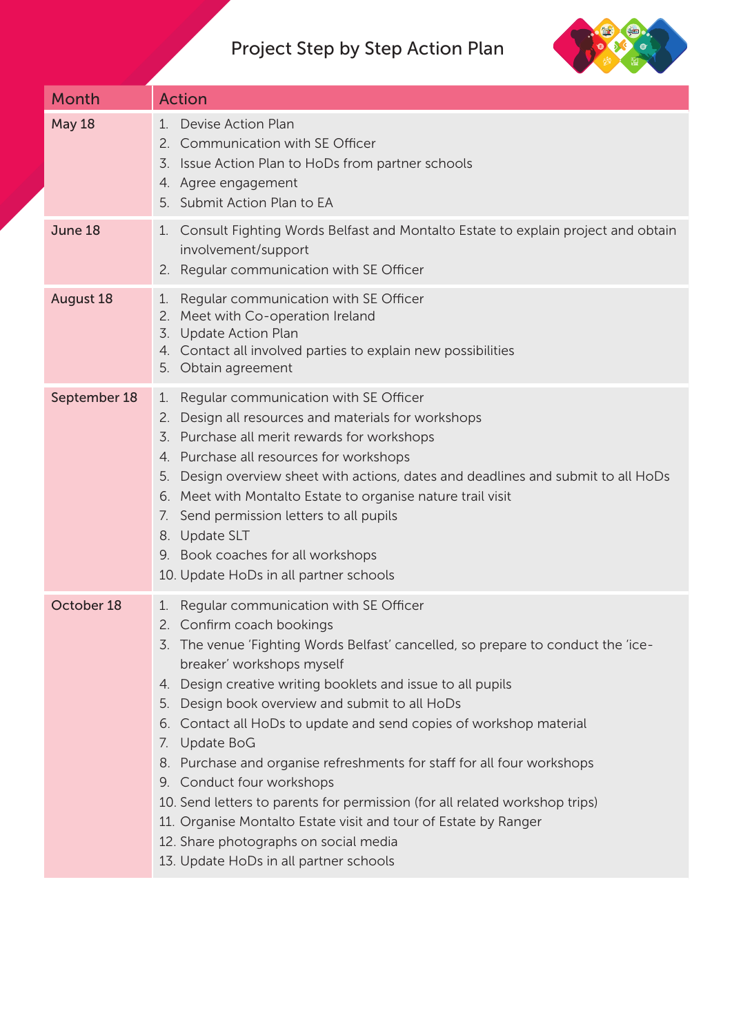# Project Step by Step Action Plan

| Month | Action |
| --- | --- |
| May 18 | 1. Devise Action Plan<br>2. Communication with SE Officer<br>3. Issue Action Plan to HoDs from partner schools<br>4. Agree engagement<br>5. Submit Action Plan to EA |
| June 18 | 1. Consult Fighting Words Belfast and Montalto Estate to explain project and obtain involvement/support<br>2. Regular communication with SE Officer |
| August 18 | 1. Regular communication with SE Officer<br>2. Meet with Co-operation Ireland<br>3. Update Action Plan<br>4. Contact all involved parties to explain new possibilities<br>5. Obtain agreement |
| September 18 | 1. Regular communication with SE Officer<br>2. Design all resources and materials for workshops<br>3. Purchase all merit rewards for workshops<br>4. Purchase all resources for workshops<br>5. Design overview sheet with actions, dates and deadlines and submit to all HoDs<br>6. Meet with Montalto Estate to organise nature trail visit<br>7. Send permission letters to all pupils<br>8. Update SLT<br>9. Book coaches for all workshops<br>10. Update HoDs in all partner schools |
| October 18 | 1. Regular communication with SE Officer<br>2. Confirm coach bookings<br>3. The venue 'Fighting Words Belfast' cancelled, so prepare to conduct the 'ice-breaker' workshops myself<br>4. Design creative writing booklets and issue to all pupils<br>5. Design book overview and submit to all HoDs<br>6. Contact all HoDs to update and send copies of workshop material<br>7. Update BoG<br>8. Purchase and organise refreshments for staff for all four workshops<br>9. Conduct four workshops<br>10. Send letters to parents for permission (for all related workshop trips)<br>11. Organise Montalto Estate visit and tour of Estate by Ranger<br>12. Share photographs on social media<br>13. Update HoDs in all partner schools |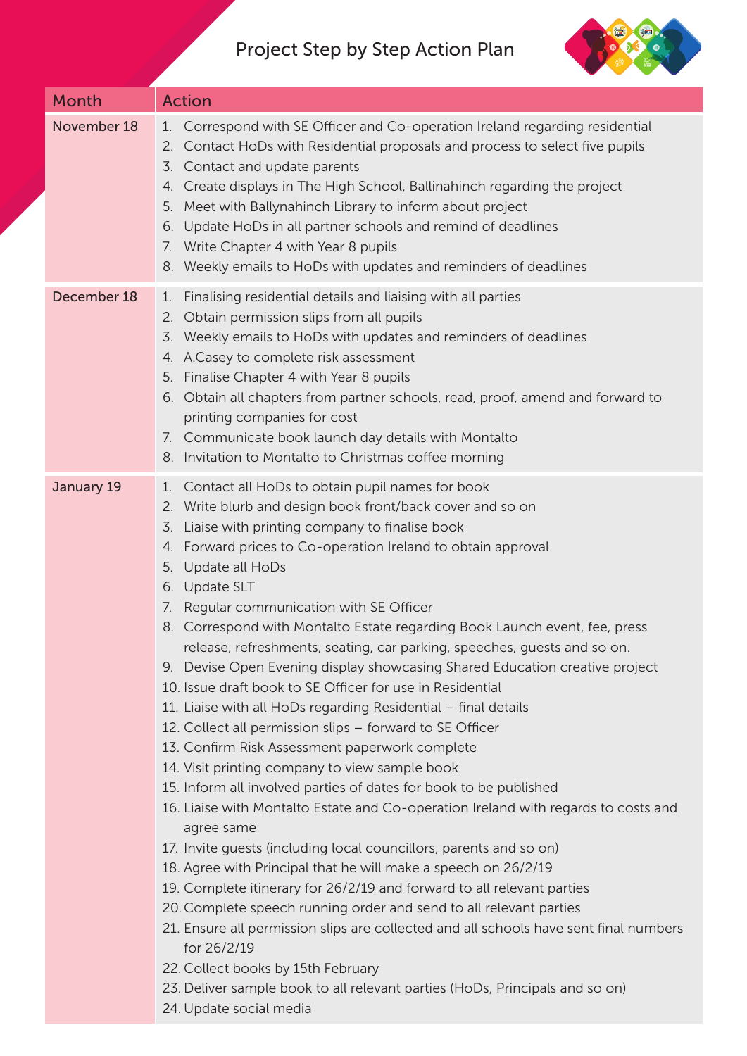# Project Step by Step Action Plan

| Month | Action |
|---|---|
| November 18 | 1. Correspond with SE Officer and Co-operation Ireland regarding residential<br>2. Contact HoDs with Residential proposals and process to select five pupils<br>3. Contact and update parents<br>4. Create displays in The High School, Ballinahinch regarding the project<br>5. Meet with Ballynahinch Library to inform about project<br>6. Update HoDs in all partner schools and remind of deadlines<br>7. Write Chapter 4 with Year 8 pupils<br>8. Weekly emails to HoDs with updates and reminders of deadlines |
| December 18 | 1. Finalising residential details and liaising with all parties<br>2. Obtain permission slips from all pupils<br>3. Weekly emails to HoDs with updates and reminders of deadlines<br>4. A.Casey to complete risk assessment<br>5. Finalise Chapter 4 with Year 8 pupils<br>6. Obtain all chapters from partner schools, read, proof, amend and forward to printing companies for cost<br>7. Communicate book launch day details with Montalto<br>8. Invitation to Montalto to Christmas coffee morning |
| January 19 | 1. Contact all HoDs to obtain pupil names for book<br>2. Write blurb and design book front/back cover and so on<br>3. Liaise with printing company to finalise book<br>4. Forward prices to Co-operation Ireland to obtain approval<br>5. Update all HoDs<br>6. Update SLT<br>7. Regular communication with SE Officer<br>8. Correspond with Montalto Estate regarding Book Launch event, fee, press release, refreshments, seating, car parking, speeches, guests and so on.<br>9. Devise Open Evening display showcasing Shared Education creative project<br>10. Issue draft book to SE Officer for use in Residential<br>11. Liaise with all HoDs regarding Residential – final details<br>12. Collect all permission slips – forward to SE Officer<br>13. Confirm Risk Assessment paperwork complete<br>14. Visit printing company to view sample book<br>15. Inform all involved parties of dates for book to be published<br>16. Liaise with Montalto Estate and Co-operation Ireland with regards to costs and agree same<br>17. Invite guests (including local councillors, parents and so on)<br>18. Agree with Principal that he will make a speech on 26/2/19<br>19. Complete itinerary for 26/2/19 and forward to all relevant parties<br>20. Complete speech running order and send to all relevant parties<br>21. Ensure all permission slips are collected and all schools have sent final numbers for 26/2/19<br>22. Collect books by 15th February<br>23. Deliver sample book to all relevant parties (HoDs, Principals and so on)<br>24. Update social media |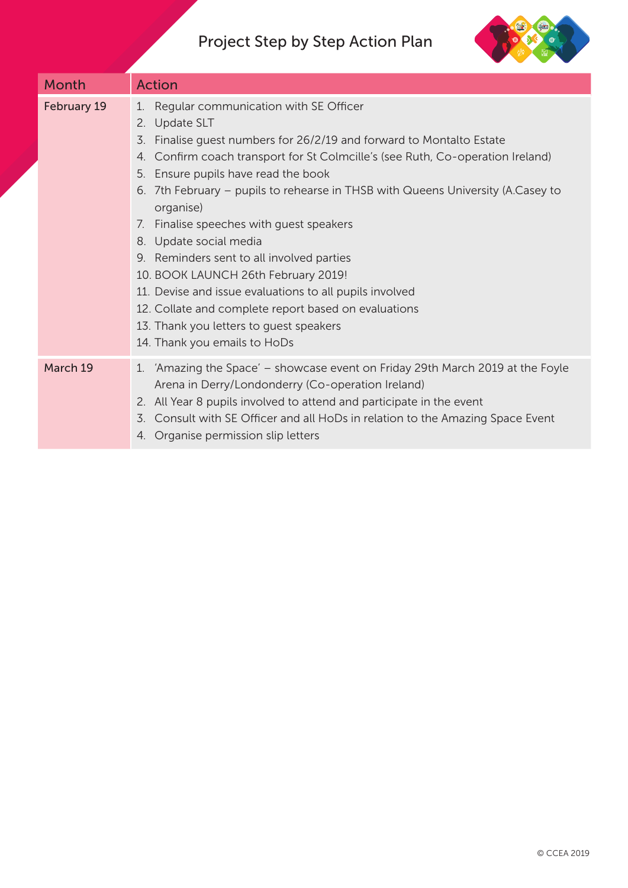# Project Step by Step Action Plan

| Month | Action |
|---|---|
| February 19 | 1. Regular communication with SE Officer<br>2. Update SLT<br>3. Finalise guest numbers for 26/2/19 and forward to Montalto Estate<br>4. Confirm coach transport for St Colmcille's (see Ruth, Co-operation Ireland)<br>5. Ensure pupils have read the book<br>6. 7th February – pupils to rehearse in THSB with Queens University (A.Casey to organise)<br>7. Finalise speeches with guest speakers<br>8. Update social media<br>9. Reminders sent to all involved parties<br>10. BOOK LAUNCH 26th February 2019!<br>11. Devise and issue evaluations to all pupils involved<br>12. Collate and complete report based on evaluations<br>13. Thank you letters to guest speakers<br>14. Thank you emails to HoDs |
| March 19 | 1. 'Amazing the Space' – showcase event on Friday 29th March 2019 at the Foyle Arena in Derry/Londonderry (Co-operation Ireland)<br>2. All Year 8 pupils involved to attend and participate in the event<br>3. Consult with SE Officer and all HoDs in relation to the Amazing Space Event<br>4. Organise permission slip letters |

© CCEA 2019